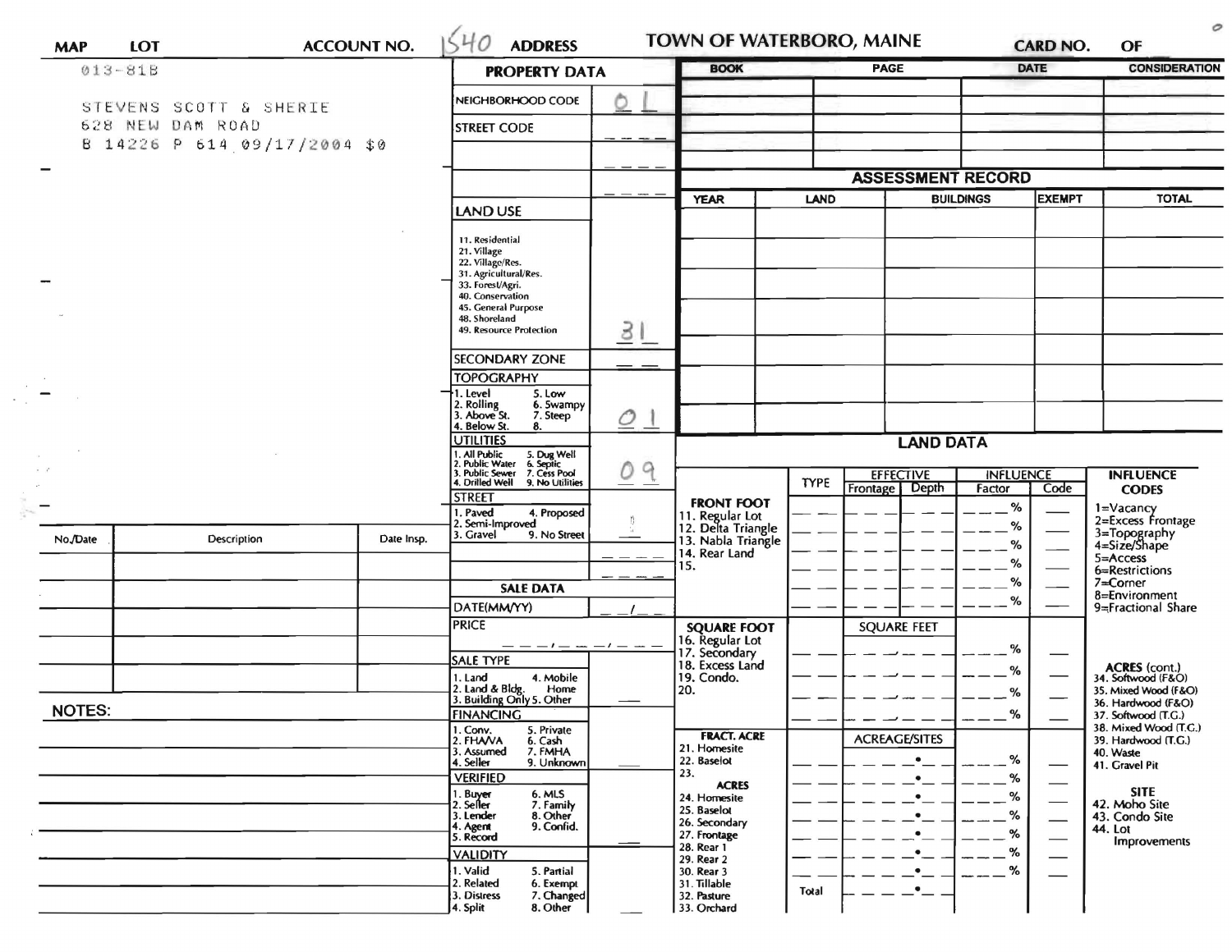| MAP | LOT | ACCOUNT NO. | 1540 | ADDRESS | TOWN OF WATERBORO, MAINE | CARD NO. | OF |
|---|---|---|---|---|---|---|---|

013-81B

STEVENS SCOTT & SHERIE
628 NEW DAM ROAD
B 14226 P 614 09/17/2004 $0

## PROPERTY DATA

| | |
|---|---|
| NEIGHBORHOOD CODE | 01 |
| STREET CODE | |
| LAND USE: 11. Residential, 21. Village, 22. Village/Res., 31. Agricultural/Res., 33. Forest/Agri., 40. Conservation, 45. General Purpose, 48. Shoreland, 49. Resource Protection | 31 |
| SECONDARY ZONE | |
| TOPOGRAPHY: 1. Level, 2. Rolling, 3. Above St., 4. Below St., 5. Low, 6. Swampy, 7. Steep, 8. | 01 |
| UTILITIES: 1. All Public, 2. Public Water, 3. Public Sewer, 4. Drilled Well, 5. Dug Well, 6. Septic, 7. Cess Pool, 9. No Utilities | 09 |
| STREET: 1. Paved, 2. Semi-Improved, 3. Gravel, 4. Proposed, 9. No Street | 0 |

### SALE DATA

| | |
|---|---|
| DATE(MM/YY) | |
| PRICE | |
| SALE TYPE: 1. Land, 2. Land & Bldg., 3. Building Only, 4. Mobile Home, 5. Other | |
| FINANCING: 1. Conv., 2. FHA/VA, 3. Assumed, 4. Seller, 5. Private, 6. Cash, 7. FMHA, 9. Unknown | |
| VERIFIED: 1. Buyer, 2. Seller, 3. Lender, 4. Agent, 5. Record, 6. MLS, 7. Family, 8. Other, 9. Confid. | |
| VALIDITY: 1. Valid, 2. Related, 3. Distress, 4. Split, 5. Partial, 6. Exempt, 7. Changed, 8. Other | |

| BOOK | PAGE | DATE | CONSIDERATION |
|---|---|---|---|
| | | | |

## ASSESSMENT RECORD

| YEAR | LAND | BUILDINGS | EXEMPT | TOTAL |
|---|---|---|---|---|
| | | | | |

## LAND DATA

| | TYPE | EFFECTIVE Frontage | EFFECTIVE Depth | INFLUENCE Factor | INFLUENCE Code |
|---|---|---|---|---|---|
| FRONT FOOT: 11. Regular Lot, 12. Delta Triangle, 13. Nabla Triangle, 14. Rear Land, 15. | | | | % | |
| SQUARE FOOT: 16. Regular Lot, 17. Secondary, 18. Excess Land, 19. Condo., 20. | | SQUARE FEET | | % | |
| FRACT. ACRE: 21. Homesite, 22. Baselot, 23. ACRES: 24. Homesite, 25. Baselot, 26. Secondary, 27. Frontage, 28. Rear 1, 29. Rear 2, 30. Rear 3, 31. Tillable, 32. Pasture, 33. Orchard | | ACREAGE/SITES | | % | |
| | Total | | | | |

**INFLUENCE CODES**
1=Vacancy
2=Excess Frontage
3=Topography
4=Size/Shape
5=Access
6=Restrictions
7=Corner
8=Environment
9=Fractional Share

**ACRES (cont.)**
34. Softwood (F&O)
35. Mixed Wood (F&O)
36. Hardwood (F&O)
37. Softwood (T.G.)
38. Mixed Wood (T.G.)
39. Hardwood (T.G.)
40. Waste
41. Gravel Pit

**SITE**
42. Moho Site
43. Condo Site
44. Lot Improvements

| No./Date | Description | Date Insp. |
|---|---|---|
| | | |

**NOTES:**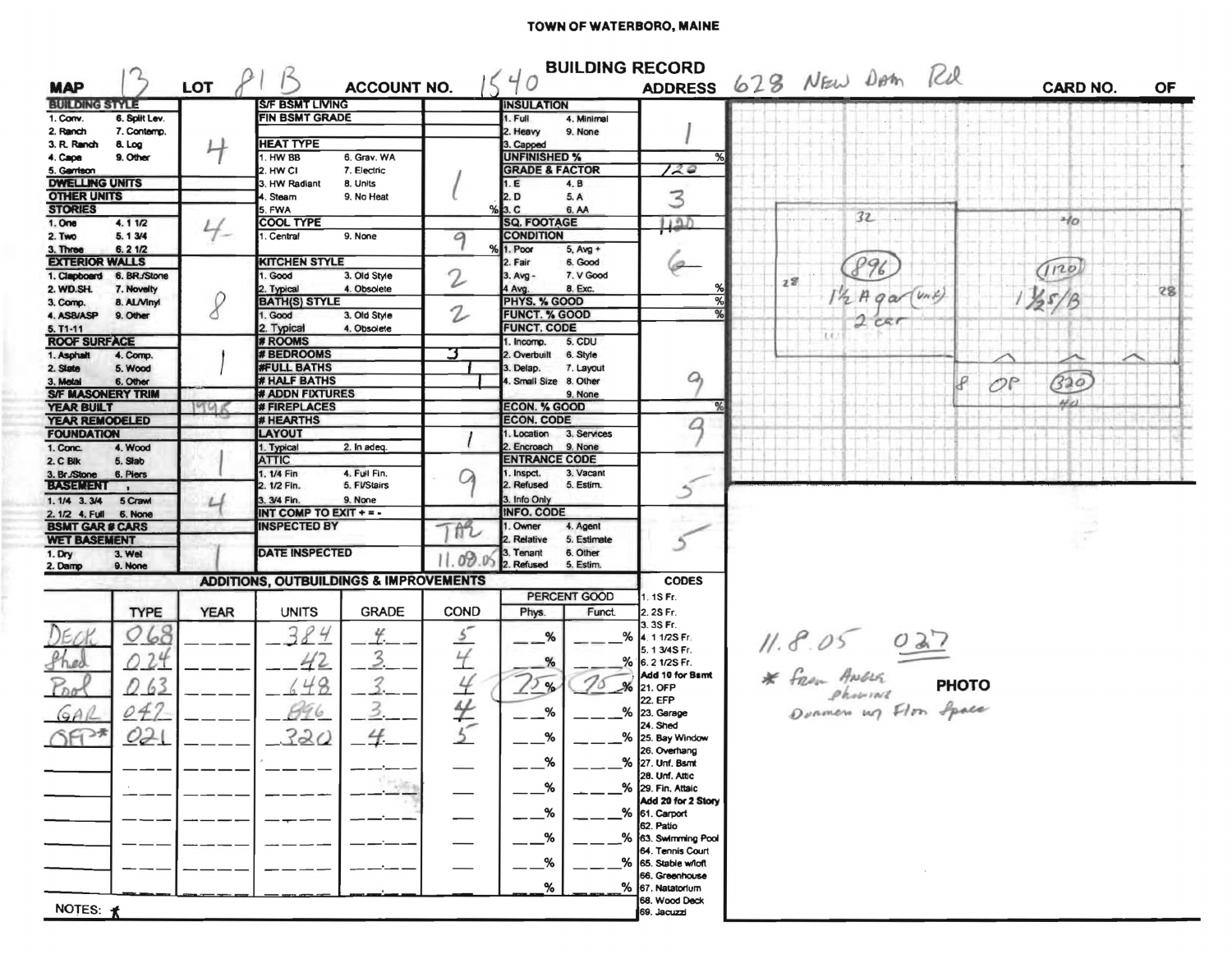# TOWN OF WATERBORO, MAINE

## BUILDING RECORD

**MAP** 13 **LOT** 81 B **ACCOUNT NO.** 1540 **ADDRESS** 628 New Dam Rd **CARD NO.** OF

| | | | | | |
|---|---|---|---|---|---|
| **BUILDING STYLE** 1. Conv. 6. Split Lev. 2. Ranch 7. Contemp. 3. R. Ranch 8. Log 4. Cape 9. Other 5. Garrison | 4 | **S/F BSMT LIVING** | | **INSULATION** 1. Full 4. Minimal 2. Heavy 9. None 3. Capped | 1 |
| **DWELLING UNITS** | | **FIN BSMT GRADE** | | **UNFINISHED %** | % |
| **OTHER UNITS** | | **HEAT TYPE** 1. HW BB 6. Grav. WA 2. HW CI 7. Electric 3. HW Radiant 8. Units 4. Steam 9. No Heat 5. FWA | 1 % | **GRADE & FACTOR** 1. E 4. B 2. D 5. A 3. C 6. AA | 120 3 |
| **STORIES** 1. One 4. 1 1/2 2. Two 5. 1 3/4 3. Three 6. 2 1/2 | 4 | **COOL TYPE** 1. Central 9. None | 9 % | **SQ. FOOTAGE** | 1120 |
| **EXTERIOR WALLS** 1. Clapboard 6. BR/Stone 2. WD.SH. 7. Novelty 3. Comp. 8. AL/Vinyl 4. ASB/ASP 9. Other 5. T1-11 | 8 | **KITCHEN STYLE** 1. Good 3. Old Style 2. Typical 4. Obsolete | 2 | **CONDITION** 1. Poor 5. Avg + 2. Fair 6. Good 3. Avg - 7. V Good 4. Avg. 8. Exc. | 6 |
| | | **BATH(S) STYLE** 1. Good 3. Old Style 2. Typical 4. Obsolete | 2 | **PHYS. % GOOD** | % |
| | | | | **FUNCT. % GOOD** | % |
| **ROOF SURFACE** 1. Asphalt 4. Comp. 2. Slate 5. Wood 3. Metal 6. Other | 1 | **# ROOMS** | | **FUNCT. CODE** 1. Incomp. 5. CDU 2. Overbuilt 6. Style 3. Delap. 7. Layout 4. Small Size 8. Other 9. None | 9 |
| | | **# BEDROOMS** | 3 | | |
| | | **#FULL BATHS** | 1 | | |
| | | **# HALF BATHS** | 1 | | |
| **S/F MASONERY TRIM** | | **# ADDN FIXTURES** | | | |
| **YEAR BUILT** | 1995 | **# FIREPLACES** | | **ECON. % GOOD** | % |
| **YEAR REMODELED** | | **# HEARTHS** | | **ECON. CODE** 1. Location 3. Services 2. Encroach 9. None | 9 |
| **FOUNDATION** 1. Conc. 4. Wood 2. C Blk 5. Slab 3. Br./Stone 6. Piers | 1 | **LAYOUT** 1. Typical 2. In adeq. | 1 | | |
| **BASEMENT** 1. 1/4 3. 3/4 5 Crawl 2. 1/2 4. Full 6. None | 4 | **ATTIC** 1. 1/4 Fin 4. Full Fin. 2. 1/2 Fin. 5. Fl/Stairs 3. 3/4 Fin. 9. None | 9 | **ENTRANCE CODE** 1. Inspct. 4. Vacant 2. Refused 5. Estim. 3. Info Only | 5 |
| **BSMT GAR # CARS** | | **INT COMP TO EXIT + = -** | | | |
| **WET BASEMENT** 1. Dry 3. Wet 2. Damp 9. None | 1 | **INSPECTED BY** | TAL | **INFO. CODE** 1. Owner 4. Agent 2. Relative 5. Estimate 3. Tenant 6. Other | 5 |
| | | **DATE INSPECTED** | 11.08.05 | 2. Refused 5. Estim. | |

Sketch: 32 × 28 — 896 — 1½ A gar (unf) 2 car; 40 × 28 — 1120 — 1½ s/B; 8 × 40 OP 320

## ADDITIONS, OUTBUILDINGS & IMPROVEMENTS

| | TYPE | YEAR | UNITS | GRADE | COND | PERCENT GOOD Phys. | Funct. |
|---|---|---|---|---|---|---|---|
| DECK | 068 | | 384 | 4. | 5 | % | % |
| Shed | 024 | | 42 | 3. | 4 | % | % |
| Pool | 063 | | 648 | 3. | 4 | 75 % | 75 % |
| GAR | 042 | | 896 | 3. | 4 | % | % |
| OFP* | 021 | | 320 | 4. | 5 | % | % |

**CODES**
1. 1S Fr.
2. 2S Fr.
3. 3S Fr.
4. 1 1/2S Fr.
5. 1 3/4S Fr.
6. 2 1/2S Fr.
Add 10 for Bsmt
21. OFP
22. EFP
23. Garage
24. Shed
25. Bay Window
26. Overhang
27. Unf. Bsmt
28. Unf. Attic
29. Fin. Attaic
Add 20 for 2 Story
61. Carport
62. Patio
63. Swimming Pool
64. Tennis Court
65. Stable w/loft
66. Greenhouse
67. Natatorium
68. Wood Deck
69. Jacuzzi

11.8.05 027

* from Angle showing Dormer w/ Flor Space

**PHOTO**

NOTES: *